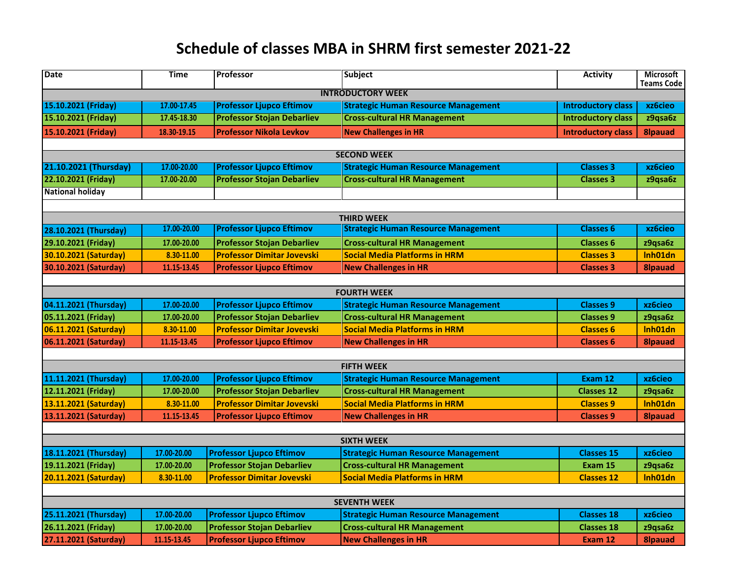# Schedule of classes MBA in SHRM first semester 2021-22

| Date | Time | Professor | Subject | Activity | Microsoft Teams Code |
|---|---|---|---|---|---|
| **INTRODUCTORY WEEK** | | | | | |
| 15.10.2021 (Friday) | 17.00-17.45 | Professor Ljupco Eftimov | Strategic Human Resource Management | Introductory class | xz6cieo |
| 15.10.2021 (Friday) | 17.45-18.30 | Professor Stojan Debarliev | Cross-cultural HR Management | Introductory class | z9qsa6z |
| 15.10.2021 (Friday) | 18.30-19.15 | Professor Nikola Levkov | New Challenges in HR | Introductory class | 8lpauad |
| | | | | | |
| **SECOND WEEK** | | | | | |
| 21.10.2021 (Thursday) | 17.00-20.00 | Professor Ljupco Eftimov | Strategic Human Resource Management | Classes 3 | xz6cieo |
| 22.10.2021 (Friday) | 17.00-20.00 | Professor Stojan Debarliev | Cross-cultural HR Management | Classes 3 | z9qsa6z |
| National holiday | | | | | |
| | | | | | |
| **THIRD WEEK** | | | | | |
| 28.10.2021 (Thursday) | 17.00-20.00 | Professor Ljupco Eftimov | Strategic Human Resource Management | Classes 6 | xz6cieo |
| 29.10.2021 (Friday) | 17.00-20.00 | Professor Stojan Debarliev | Cross-cultural HR Management | Classes 6 | z9qsa6z |
| 30.10.2021 (Saturday) | 8.30-11.00 | Professor Dimitar Jovevski | Social Media Platforms in HRM | Classes 3 | lnh01dn |
| 30.10.2021 (Saturday) | 11.15-13.45 | Professor Ljupco Eftimov | New Challenges in HR | Classes 3 | 8lpauad |
| | | | | | |
| **FOURTH WEEK** | | | | | |
| 04.11.2021 (Thursday) | 17.00-20.00 | Professor Ljupco Eftimov | Strategic Human Resource Management | Classes 9 | xz6cieo |
| 05.11.2021 (Friday) | 17.00-20.00 | Professor Stojan Debarliev | Cross-cultural HR Management | Classes 9 | z9qsa6z |
| 06.11.2021 (Saturday) | 8.30-11.00 | Professor Dimitar Jovevski | Social Media Platforms in HRM | Classes 6 | lnh01dn |
| 06.11.2021 (Saturday) | 11.15-13.45 | Professor Ljupco Eftimov | New Challenges in HR | Classes 6 | 8lpauad |
| | | | | | |
| **FIFTH WEEK** | | | | | |
| 11.11.2021 (Thursday) | 17.00-20.00 | Professor Ljupco Eftimov | Strategic Human Resource Management | Exam 12 | xz6cieo |
| 12.11.2021 (Friday) | 17.00-20.00 | Professor Stojan Debarliev | Cross-cultural HR Management | Classes 12 | z9qsa6z |
| 13.11.2021 (Saturday) | 8.30-11.00 | Professor Dimitar Jovevski | Social Media Platforms in HRM | Classes 9 | lnh01dn |
| 13.11.2021 (Saturday) | 11.15-13.45 | Professor Ljupco Eftimov | New Challenges in HR | Classes 9 | 8lpauad |
| | | | | | |
| **SIXTH WEEK** | | | | | |
| 18.11.2021 (Thursday) | 17.00-20.00 | Professor Ljupco Eftimov | Strategic Human Resource Management | Classes 15 | xz6cieo |
| 19.11.2021 (Friday) | 17.00-20.00 | Professor Stojan Debarliev | Cross-cultural HR Management | Exam 15 | z9qsa6z |
| 20.11.2021 (Saturday) | 8.30-11.00 | Professor Dimitar Jovevski | Social Media Platforms in HRM | Classes 12 | lnh01dn |
| | | | | | |
| **SEVENTH WEEK** | | | | | |
| 25.11.2021 (Thursday) | 17.00-20.00 | Professor Ljupco Eftimov | Strategic Human Resource Management | Classes 18 | xz6cieo |
| 26.11.2021 (Friday) | 17.00-20.00 | Professor Stojan Debarliev | Cross-cultural HR Management | Classes 18 | z9qsa6z |
| 27.11.2021 (Saturday) | 11.15-13.45 | Professor Ljupco Eftimov | New Challenges in HR | Exam 12 | 8lpauad |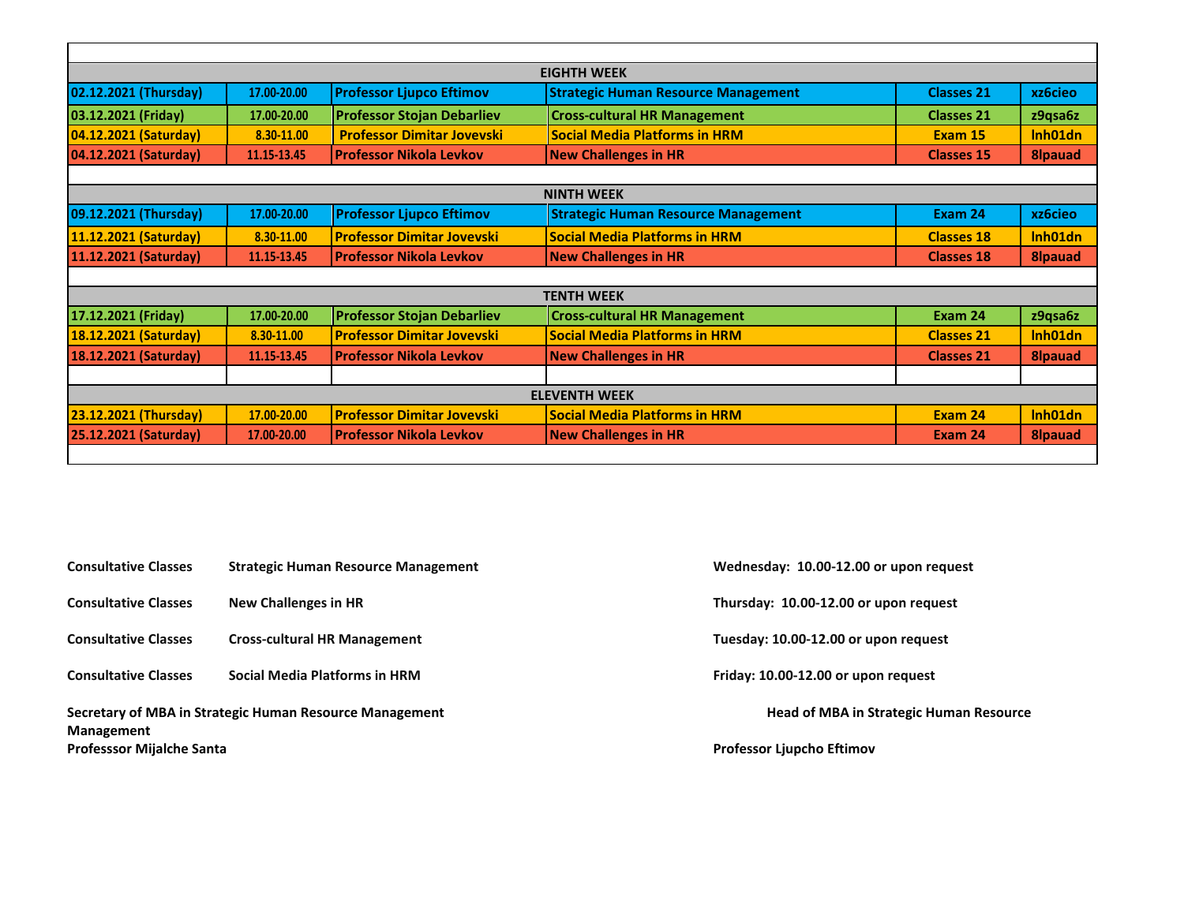| | | | | | |
|---|---|---|---|---|---|
| **EIGHTH WEEK** | | | | | |
| **02.12.2021 (Thursday)** | **17.00-20.00** | **Professor Ljupco Eftimov** | **Strategic Human Resource Management** | **Classes 21** | **xz6cieo** |
| **03.12.2021 (Friday)** | **17.00-20.00** | **Professor Stojan Debarliev** | **Cross-cultural HR Management** | **Classes 21** | **z9qsa6z** |
| **04.12.2021 (Saturday)** | **8.30-11.00** | **Professor Dimitar Jovevski** | **Social Media Platforms in HRM** | **Exam 15** | **lnh01dn** |
| **04.12.2021 (Saturday)** | **11.15-13.45** | **Professor Nikola Levkov** | **New Challenges in HR** | **Classes 15** | **8lpauad** |
| | | | | | |
| **NINTH WEEK** | | | | | |
| **09.12.2021 (Thursday)** | **17.00-20.00** | **Professor Ljupco Eftimov** | **Strategic Human Resource Management** | **Exam 24** | **xz6cieo** |
| **11.12.2021 (Saturday)** | **8.30-11.00** | **Professor Dimitar Jovevski** | **Social Media Platforms in HRM** | **Classes 18** | **lnh01dn** |
| **11.12.2021 (Saturday)** | **11.15-13.45** | **Professor Nikola Levkov** | **New Challenges in HR** | **Classes 18** | **8lpauad** |
| | | | | | |
| **TENTH WEEK** | | | | | |
| **17.12.2021 (Friday)** | **17.00-20.00** | **Professor Stojan Debarliev** | **Cross-cultural HR Management** | **Exam 24** | **z9qsa6z** |
| **18.12.2021 (Saturday)** | **8.30-11.00** | **Professor Dimitar Jovevski** | **Social Media Platforms in HRM** | **Classes 21** | **lnh01dn** |
| **18.12.2021 (Saturday)** | **11.15-13.45** | **Professor Nikola Levkov** | **New Challenges in HR** | **Classes 21** | **8lpauad** |
| | | | | | |
| **ELEVENTH WEEK** | | | | | |
| **23.12.2021 (Thursday)** | **17.00-20.00** | **Professor Dimitar Jovevski** | **Social Media Platforms in HRM** | **Exam 24** | **lnh01dn** |
| **25.12.2021 (Saturday)** | **17.00-20.00** | **Professor Nikola Levkov** | **New Challenges in HR** | **Exam 24** | **8lpauad** |

**Consultative Classes** **Strategic Human Resource Management** **Wednesday: 10.00-12.00 or upon request**

**Consultative Classes** **New Challenges in HR** **Thursday: 10.00-12.00 or upon request**

**Consultative Classes** **Cross-cultural HR Management** **Tuesday: 10.00-12.00 or upon request**

**Consultative Classes** **Social Media Platforms in HRM** **Friday: 10.00-12.00 or upon request**

**Secretary of MBA in Strategic Human Resource Management**
**Management**
**Professsor Mijalche Santa**

**Head of MBA in Strategic Human Resource**
**Professor Ljupcho Eftimov**